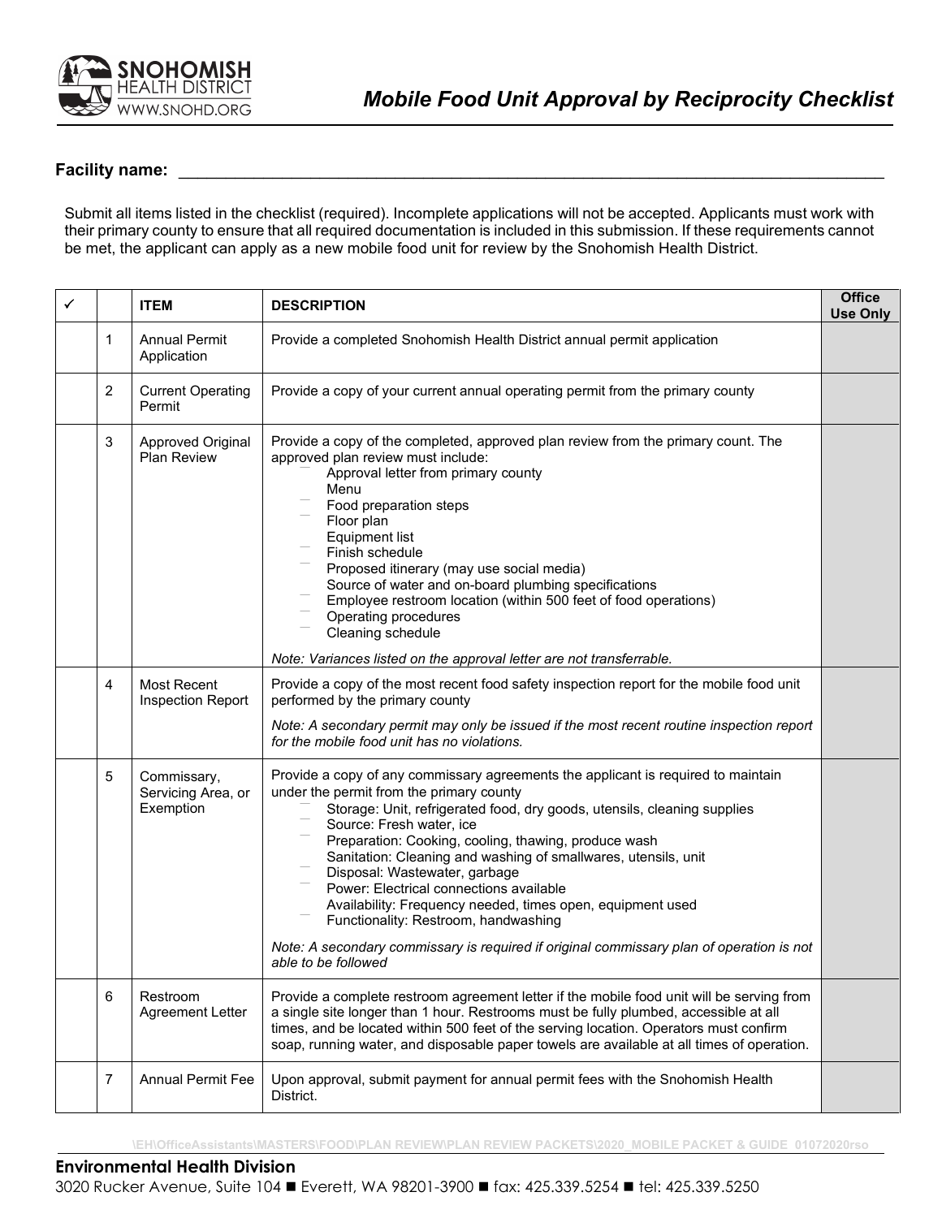**SNOHOMISH HEALTH DISTRICT**
WWW.SNOHD.ORG

# *Mobile Food Unit Approval by Reciprocity Checklist*

**Facility name:** ___________________________________________

Submit all items listed in the checklist (required). Incomplete applications will not be accepted. Applicants must work with their primary county to ensure that all required documentation is included in this submission. If these requirements cannot be met, the applicant can apply as a new mobile food unit for review by the Snohomish Health District.

| ✓ | | **ITEM** | **DESCRIPTION** | **Office Use Only** |
|---|---|---|---|---|
| | 1 | Annual Permit Application | Provide a completed Snohomish Health District annual permit application | |
| | 2 | Current Operating Permit | Provide a copy of your current annual operating permit from the primary county | |
| | 3 | Approved Original Plan Review | Provide a copy of the completed, approved plan review from the primary count. The approved plan review must include:<br>- Approval letter from primary county<br>- Menu<br>- Food preparation steps<br>- Floor plan<br>- Equipment list<br>- Finish schedule<br>- Proposed itinerary (may use social media)<br>- Source of water and on-board plumbing specifications<br>- Employee restroom location (within 500 feet of food operations)<br>- Operating procedures<br>- Cleaning schedule<br><br>*Note: Variances listed on the approval letter are not transferrable.* | |
| | 4 | Most Recent Inspection Report | Provide a copy of the most recent food safety inspection report for the mobile food unit performed by the primary county<br><br>*Note: A secondary permit may only be issued if the most recent routine inspection report for the mobile food unit has no violations.* | |
| | 5 | Commissary, Servicing Area, or Exemption | Provide a copy of any commissary agreements the applicant is required to maintain under the permit from the primary county<br>- Storage: Unit, refrigerated food, dry goods, utensils, cleaning supplies<br>- Source: Fresh water, ice<br>- Preparation: Cooking, cooling, thawing, produce wash<br>- Sanitation: Cleaning and washing of smallwares, utensils, unit<br>- Disposal: Wastewater, garbage<br>- Power: Electrical connections available<br>- Availability: Frequency needed, times open, equipment used<br>- Functionality: Restroom, handwashing<br><br>*Note: A secondary commissary is required if original commissary plan of operation is not able to be followed* | |
| | 6 | Restroom Agreement Letter | Provide a complete restroom agreement letter if the mobile food unit will be serving from a single site longer than 1 hour. Restrooms must be fully plumbed, accessible at all times, and be located within 500 feet of the serving location. Operators must confirm soap, running water, and disposable paper towels are available at all times of operation. | |
| | 7 | Annual Permit Fee | Upon approval, submit payment for annual permit fees with the Snohomish Health District. | |

\EH\OfficeAssistants\MASTERS\FOOD\PLAN REVIEW\PLAN REVIEW PACKETS\2020_MOBILE PACKET & GUIDE 01072020rso

**Environmental Health Division**
3020 Rucker Avenue, Suite 104 ■ Everett, WA 98201-3900 ■ fax: 425.339.5254 ■ tel: 425.339.5250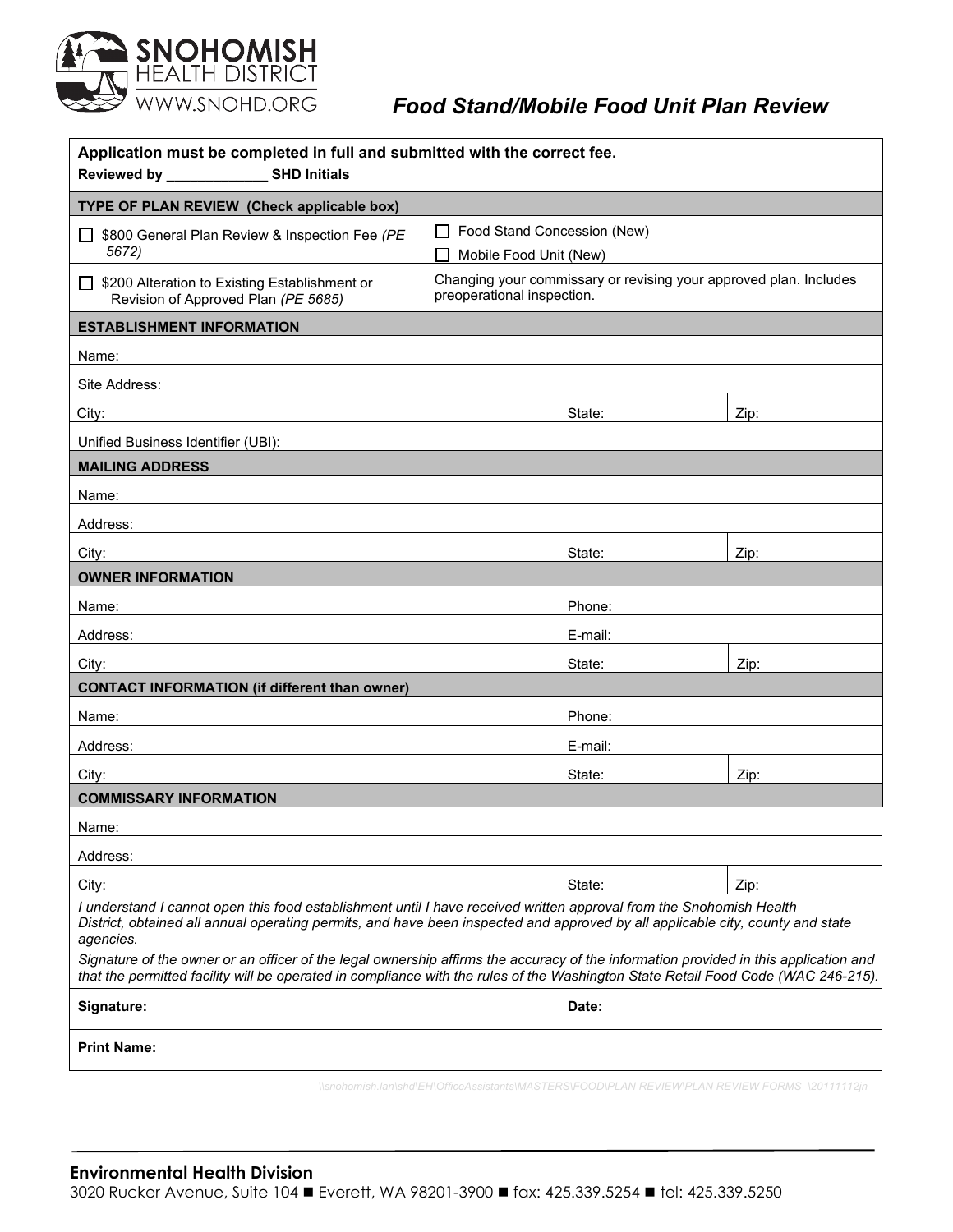SNOHOMISH HEALTH DISTRICT
WWW.SNOHD.ORG

# *Food Stand/Mobile Food Unit Plan Review*

**Application must be completed in full and submitted with the correct fee.**

**Reviewed by _____________ SHD Initials**

| **TYPE OF PLAN REVIEW (Check applicable box)** | |
|---|---|
| ☐ $800 General Plan Review & Inspection Fee *(PE 5672)* | ☐ Food Stand Concession (New)<br>☐ Mobile Food Unit (New) |
| ☐ $200 Alteration to Existing Establishment or Revision of Approved Plan *(PE 5685)* | Changing your commissary or revising your approved plan. Includes preoperational inspection. |

| **ESTABLISHMENT INFORMATION** | | |
|---|---|---|
| Name: | | |
| Site Address: | | |
| City: | State: | Zip: |
| Unified Business Identifier (UBI): | | |

| **MAILING ADDRESS** | | |
|---|---|---|
| Name: | | |
| Address: | | |
| City: | State: | Zip: |

| **OWNER INFORMATION** | | |
|---|---|---|
| Name: | Phone: | |
| Address: | E-mail: | |
| City: | State: | Zip: |

| **CONTACT INFORMATION (if different than owner)** | | |
|---|---|---|
| Name: | Phone: | |
| Address: | E-mail: | |
| City: | State: | Zip: |

| **COMMISSARY INFORMATION** | | |
|---|---|---|
| Name: | | |
| Address: | | |
| City: | State: | Zip: |

*I understand I cannot open this food establishment until I have received written approval from the Snohomish Health District, obtained all annual operating permits, and have been inspected and approved by all applicable city, county and state agencies.*

*Signature of the owner or an officer of the legal ownership affirms the accuracy of the information provided in this application and that the permitted facility will be operated in compliance with the rules of the Washington State Retail Food Code (WAC 246-215).*

| | |
|---|---|
| **Signature:** | **Date:** |
| **Print Name:** | |

\\snohomish.lan\shd\EH\OfficeAssistants\MASTERS\FOOD\PLAN REVIEW\PLAN REVIEW FORMS \20111112jn

**Environmental Health Division**
3020 Rucker Avenue, Suite 104 ■ Everett, WA 98201-3900 ■ fax: 425.339.5254 ■ tel: 425.339.5250